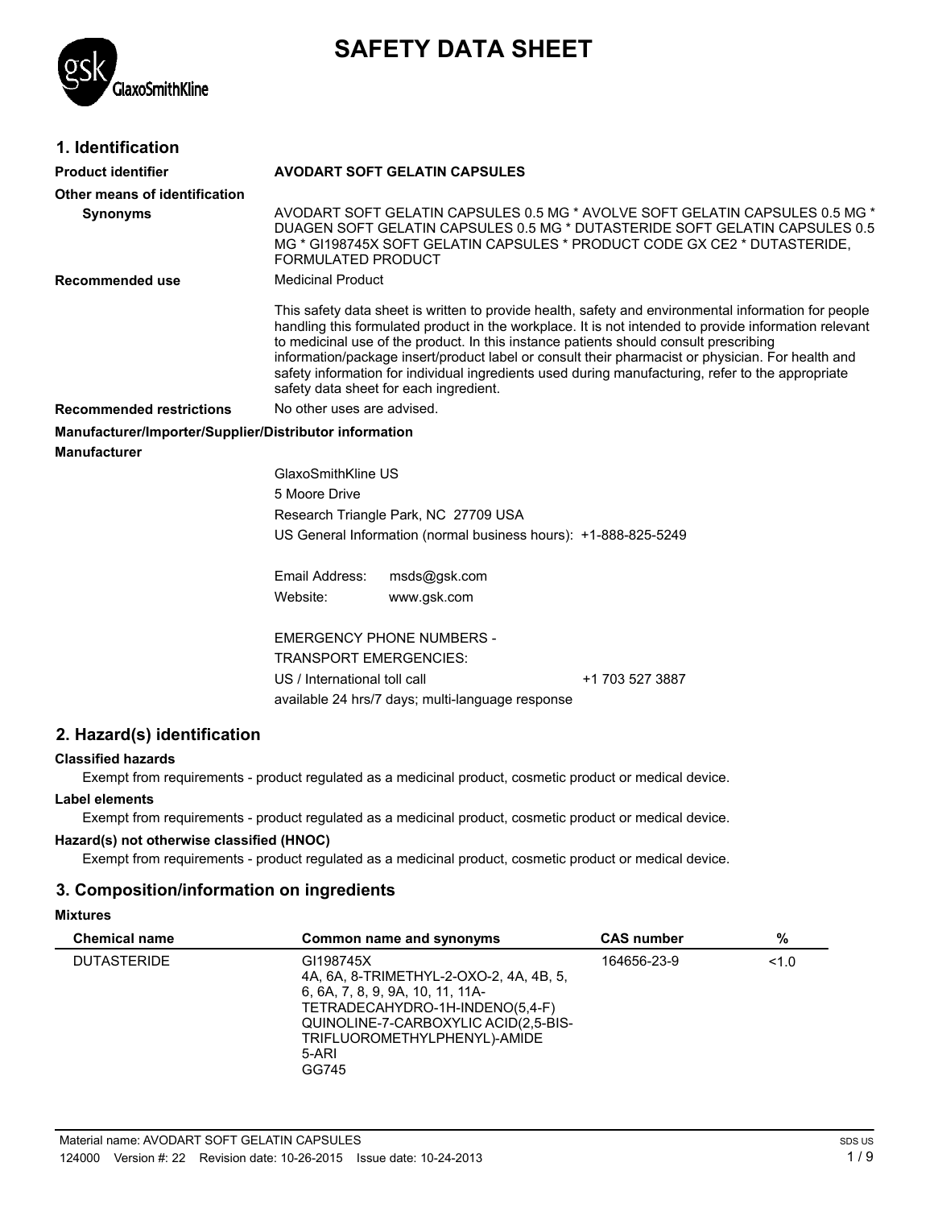# SAFETY DATA SHEET

## 1. Identification

**Product identifier** **AVODART SOFT GELATIN CAPSULES**

**Other means of identification**

**Synonyms** AVODART SOFT GELATIN CAPSULES 0.5 MG * AVOLVE SOFT GELATIN CAPSULES 0.5 MG * DUAGEN SOFT GELATIN CAPSULES 0.5 MG * DUTASTERIDE SOFT GELATIN CAPSULES 0.5 MG * GI198745X SOFT GELATIN CAPSULES * PRODUCT CODE GX CE2 * DUTASTERIDE, FORMULATED PRODUCT

**Recommended use** Medicinal Product

This safety data sheet is written to provide health, safety and environmental information for people handling this formulated product in the workplace. It is not intended to provide information relevant to medicinal use of the product. In this instance patients should consult prescribing information/package insert/product label or consult their pharmacist or physician. For health and safety information for individual ingredients used during manufacturing, refer to the appropriate safety data sheet for each ingredient.

**Recommended restrictions** No other uses are advised.

**Manufacturer/Importer/Supplier/Distributor information**

**Manufacturer**

GlaxoSmithKline US
5 Moore Drive
Research Triangle Park, NC 27709 USA
US General Information (normal business hours): +1-888-825-5249

Email Address: msds@gsk.com
Website: www.gsk.com

EMERGENCY PHONE NUMBERS -
TRANSPORT EMERGENCIES:
US / International toll call +1 703 527 3887
available 24 hrs/7 days; multi-language response

## 2. Hazard(s) identification

**Classified hazards**

Exempt from requirements - product regulated as a medicinal product, cosmetic product or medical device.

**Label elements**

Exempt from requirements - product regulated as a medicinal product, cosmetic product or medical device.

**Hazard(s) not otherwise classified (HNOC)**

Exempt from requirements - product regulated as a medicinal product, cosmetic product or medical device.

## 3. Composition/information on ingredients

**Mixtures**

| Chemical name | Common name and synonyms | CAS number | % |
|---|---|---|---|
| DUTASTERIDE | GI198745X<br>4A, 6A, 8-TRIMETHYL-2-OXO-2, 4A, 4B, 5, 6, 6A, 7, 8, 9, 9A, 10, 11, 11A-TETRADECAHYDRO-1H-INDENO(5,4-F) QUINOLINE-7-CARBOXYLIC ACID(2,5-BIS-TRIFLUOROMETHYLPHENYL)-AMIDE<br>5-ARI<br>GG745 | 164656-23-9 | <1.0 |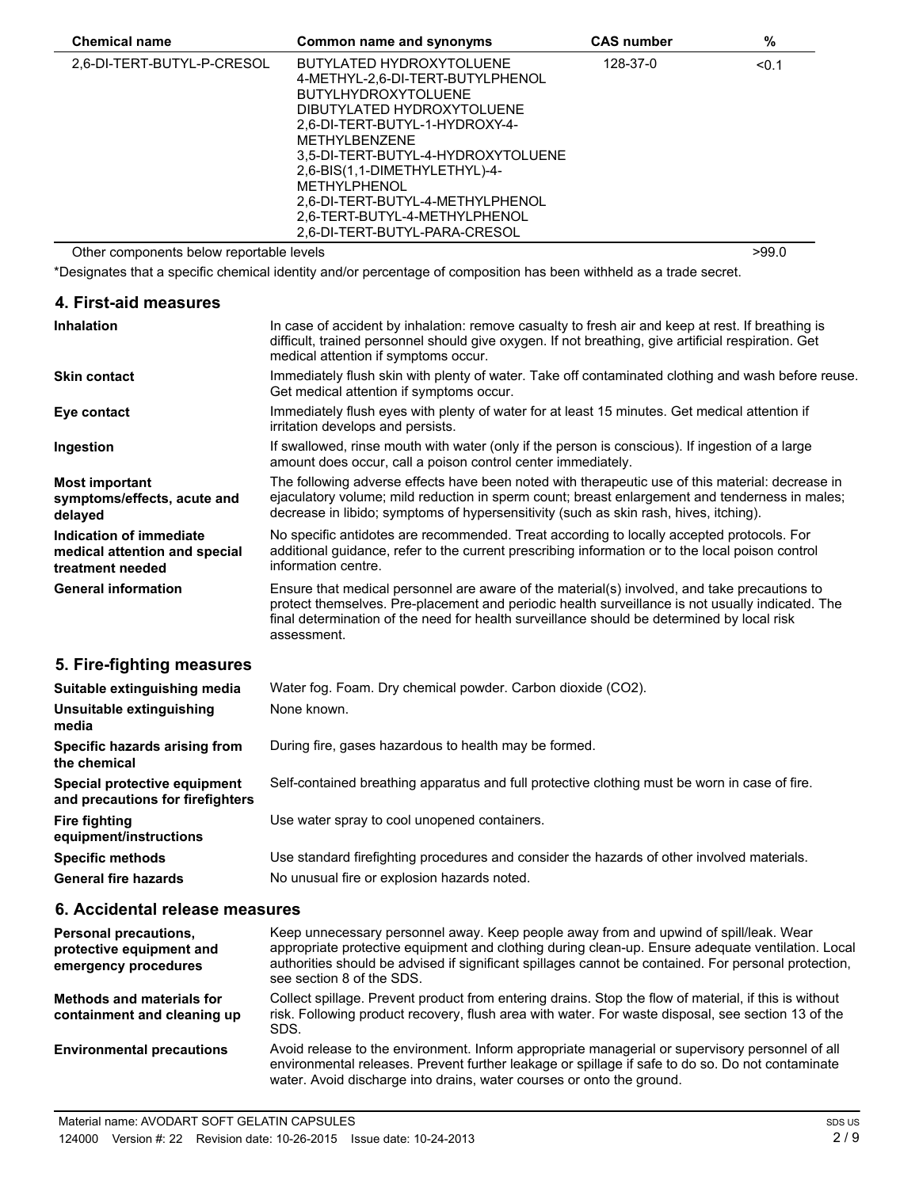| Chemical name | Common name and synonyms | CAS number | % |
|---|---|---|---|
| 2,6-DI-TERT-BUTYL-P-CRESOL | BUTYLATED HYDROXYTOLUENE<br>4-METHYL-2,6-DI-TERT-BUTYLPHENOL<br>BUTYLHYDROXYTOLUENE<br>DIBUTYLATED HYDROXYTOLUENE<br>2,6-DI-TERT-BUTYL-1-HYDROXY-4-METHYLBENZENE<br>3,5-DI-TERT-BUTYL-4-HYDROXYTOLUENE<br>2,6-BIS(1,1-DIMETHYLETHYL)-4-METHYLPHENOL<br>2,6-DI-TERT-BUTYL-4-METHYLPHENOL<br>2,6-TERT-BUTYL-4-METHYLPHENOL<br>2,6-DI-TERT-BUTYL-PARA-CRESOL | 128-37-0 | <0.1 |
| Other components below reportable levels | | | >99.0 |

*Designates that a specific chemical identity and/or percentage of composition has been withheld as a trade secret.

## 4. First-aid measures

| | |
|---|---|
| **Inhalation** | In case of accident by inhalation: remove casualty to fresh air and keep at rest. If breathing is difficult, trained personnel should give oxygen. If not breathing, give artificial respiration. Get medical attention if symptoms occur. |
| **Skin contact** | Immediately flush skin with plenty of water. Take off contaminated clothing and wash before reuse. Get medical attention if symptoms occur. |
| **Eye contact** | Immediately flush eyes with plenty of water for at least 15 minutes. Get medical attention if irritation develops and persists. |
| **Ingestion** | If swallowed, rinse mouth with water (only if the person is conscious). If ingestion of a large amount does occur, call a poison control center immediately. |
| **Most important symptoms/effects, acute and delayed** | The following adverse effects have been noted with therapeutic use of this material: decrease in ejaculatory volume; mild reduction in sperm count; breast enlargement and tenderness in males; decrease in libido; symptoms of hypersensitivity (such as skin rash, hives, itching). |
| **Indication of immediate medical attention and special treatment needed** | No specific antidotes are recommended. Treat according to locally accepted protocols. For additional guidance, refer to the current prescribing information or to the local poison control information centre. |
| **General information** | Ensure that medical personnel are aware of the material(s) involved, and take precautions to protect themselves. Pre-placement and periodic health surveillance is not usually indicated. The final determination of the need for health surveillance should be determined by local risk assessment. |

## 5. Fire-fighting measures

| | |
|---|---|
| **Suitable extinguishing media** | Water fog. Foam. Dry chemical powder. Carbon dioxide ($CO_2$). |
| **Unsuitable extinguishing media** | None known. |
| **Specific hazards arising from the chemical** | During fire, gases hazardous to health may be formed. |
| **Special protective equipment and precautions for firefighters** | Self-contained breathing apparatus and full protective clothing must be worn in case of fire. |
| **Fire fighting equipment/instructions** | Use water spray to cool unopened containers. |
| **Specific methods** | Use standard firefighting procedures and consider the hazards of other involved materials. |
| **General fire hazards** | No unusual fire or explosion hazards noted. |

## 6. Accidental release measures

| | |
|---|---|
| **Personal precautions, protective equipment and emergency procedures** | Keep unnecessary personnel away. Keep people away from and upwind of spill/leak. Wear appropriate protective equipment and clothing during clean-up. Ensure adequate ventilation. Local authorities should be advised if significant spillages cannot be contained. For personal protection, see section 8 of the SDS. |
| **Methods and materials for containment and cleaning up** | Collect spillage. Prevent product from entering drains. Stop the flow of material, if this is without risk. Following product recovery, flush area with water. For waste disposal, see section 13 of the SDS. |
| **Environmental precautions** | Avoid release to the environment. Inform appropriate managerial or supervisory personnel of all environmental releases. Prevent further leakage or spillage if safe to do so. Do not contaminate water. Avoid discharge into drains, water courses or onto the ground. |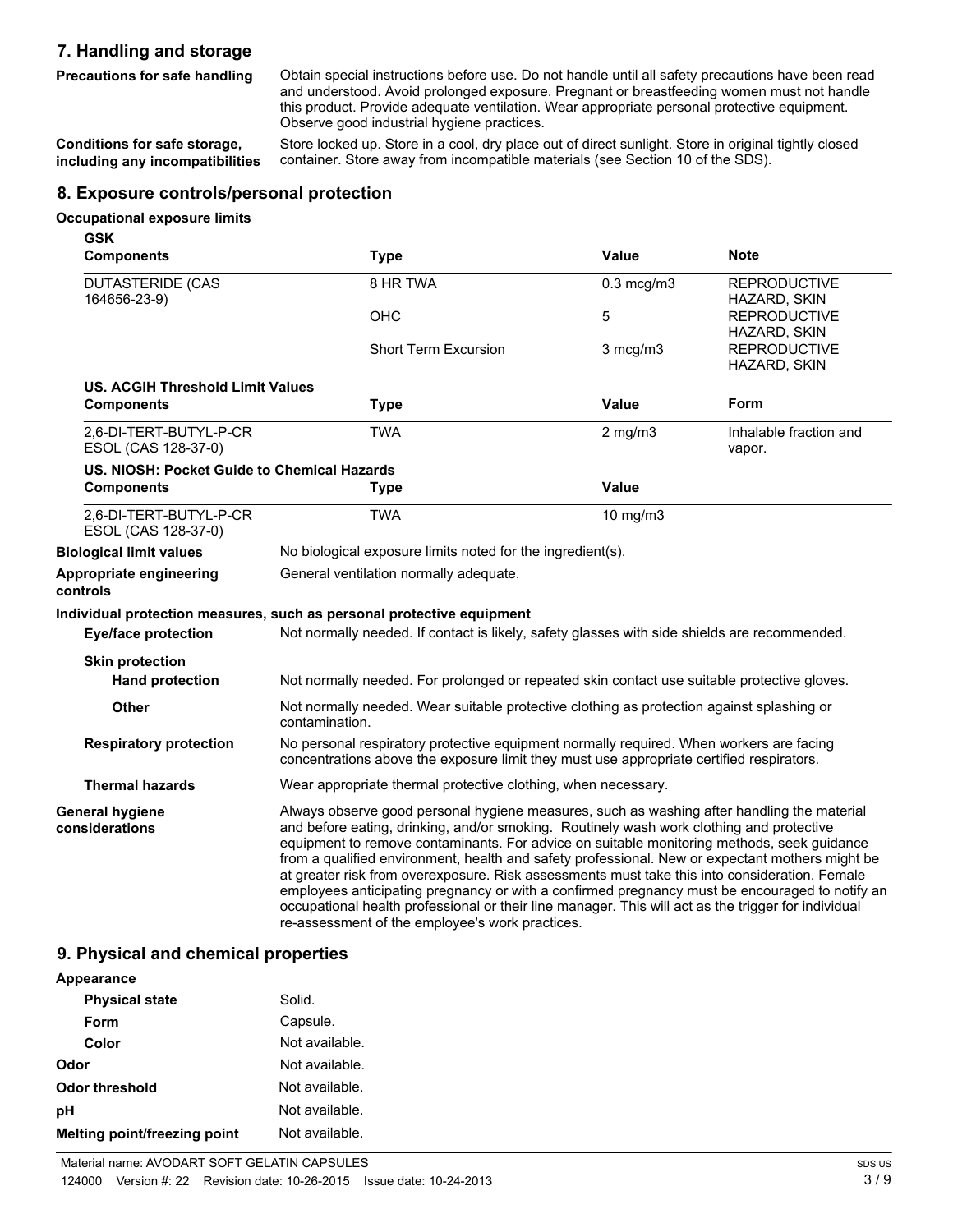## 7. Handling and storage

**Precautions for safe handling** Obtain special instructions before use. Do not handle until all safety precautions have been read and understood. Avoid prolonged exposure. Pregnant or breastfeeding women must not handle this product. Provide adequate ventilation. Wear appropriate personal protective equipment. Observe good industrial hygiene practices.

**Conditions for safe storage, including any incompatibilities** Store locked up. Store in a cool, dry place out of direct sunlight. Store in original tightly closed container. Store away from incompatible materials (see Section 10 of the SDS).

## 8. Exposure controls/personal protection

**Occupational exposure limits**

**GSK**

| Components | Type | Value | Note |
|---|---|---|---|
| DUTASTERIDE (CAS 164656-23-9) | 8 HR TWA | 0.3 mcg/m3 | REPRODUCTIVE HAZARD, SKIN |
| | OHC | 5 | REPRODUCTIVE HAZARD, SKIN |
| | Short Term Excursion | 3 mcg/m3 | REPRODUCTIVE HAZARD, SKIN |

**US. ACGIH Threshold Limit Values**

| Components | Type | Value | Form |
|---|---|---|---|
| 2,6-DI-TERT-BUTYL-P-CRESOL (CAS 128-37-0) | TWA | 2 mg/m3 | Inhalable fraction and vapor. |

**US. NIOSH: Pocket Guide to Chemical Hazards**

| Components | Type | Value |
|---|---|---|
| 2,6-DI-TERT-BUTYL-P-CRESOL (CAS 128-37-0) | TWA | 10 mg/m3 |

**Biological limit values** No biological exposure limits noted for the ingredient(s).

**Appropriate engineering controls** General ventilation normally adequate.

**Individual protection measures, such as personal protective equipment**

**Eye/face protection** Not normally needed. If contact is likely, safety glasses with side shields are recommended.

**Skin protection**

**Hand protection** Not normally needed. For prolonged or repeated skin contact use suitable protective gloves.

**Other** Not normally needed. Wear suitable protective clothing as protection against splashing or contamination.

**Respiratory protection** No personal respiratory protective equipment normally required. When workers are facing concentrations above the exposure limit they must use appropriate certified respirators.

**Thermal hazards** Wear appropriate thermal protective clothing, when necessary.

**General hygiene considerations** Always observe good personal hygiene measures, such as washing after handling the material and before eating, drinking, and/or smoking. Routinely wash work clothing and protective equipment to remove contaminants. For advice on suitable monitoring methods, seek guidance from a qualified environment, health and safety professional. New or expectant mothers might be at greater risk from overexposure. Risk assessments must take this into consideration. Female employees anticipating pregnancy or with a confirmed pregnancy must be encouraged to notify an occupational health professional or their line manager. This will act as the trigger for individual re-assessment of the employee's work practices.

## 9. Physical and chemical properties

**Appearance**

**Physical state** Solid.

**Form** Capsule.

**Color** Not available.

**Odor** Not available.

**Odor threshold** Not available.

**pH** Not available.

**Melting point/freezing point** Not available.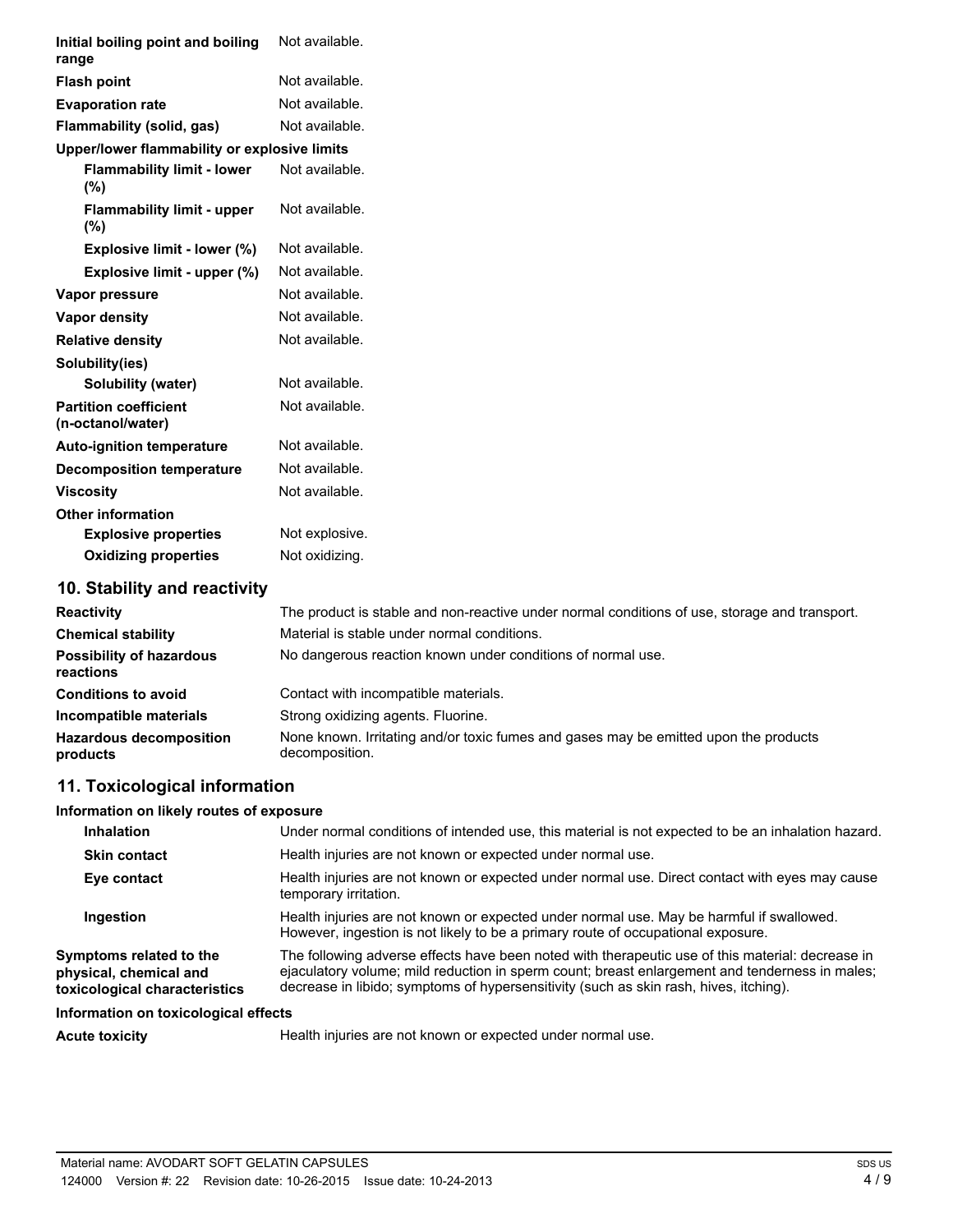| | |
|---|---|
| **Initial boiling point and boiling range** | Not available. |
| **Flash point** | Not available. |
| **Evaporation rate** | Not available. |
| **Flammability (solid, gas)** | Not available. |
| **Upper/lower flammability or explosive limits** | |
| **Flammability limit - lower (%)** | Not available. |
| **Flammability limit - upper (%)** | Not available. |
| **Explosive limit - lower (%)** | Not available. |
| **Explosive limit - upper (%)** | Not available. |
| **Vapor pressure** | Not available. |
| **Vapor density** | Not available. |
| **Relative density** | Not available. |
| **Solubility(ies)** | |
| **Solubility (water)** | Not available. |
| **Partition coefficient (n-octanol/water)** | Not available. |
| **Auto-ignition temperature** | Not available. |
| **Decomposition temperature** | Not available. |
| **Viscosity** | Not available. |
| **Other information** | |
| **Explosive properties** | Not explosive. |
| **Oxidizing properties** | Not oxidizing. |

## 10. Stability and reactivity

| | |
|---|---|
| **Reactivity** | The product is stable and non-reactive under normal conditions of use, storage and transport. |
| **Chemical stability** | Material is stable under normal conditions. |
| **Possibility of hazardous reactions** | No dangerous reaction known under conditions of normal use. |
| **Conditions to avoid** | Contact with incompatible materials. |
| **Incompatible materials** | Strong oxidizing agents. Fluorine. |
| **Hazardous decomposition products** | None known. Irritating and/or toxic fumes and gases may be emitted upon the products decomposition. |

## 11. Toxicological information

**Information on likely routes of exposure**

| | |
|---|---|
| **Inhalation** | Under normal conditions of intended use, this material is not expected to be an inhalation hazard. |
| **Skin contact** | Health injuries are not known or expected under normal use. |
| **Eye contact** | Health injuries are not known or expected under normal use. Direct contact with eyes may cause temporary irritation. |
| **Ingestion** | Health injuries are not known or expected under normal use. May be harmful if swallowed. However, ingestion is not likely to be a primary route of occupational exposure. |
| **Symptoms related to the physical, chemical and toxicological characteristics** | The following adverse effects have been noted with therapeutic use of this material: decrease in ejaculatory volume; mild reduction in sperm count; breast enlargement and tenderness in males; decrease in libido; symptoms of hypersensitivity (such as skin rash, hives, itching). |

**Information on toxicological effects**

| | |
|---|---|
| **Acute toxicity** | Health injuries are not known or expected under normal use. |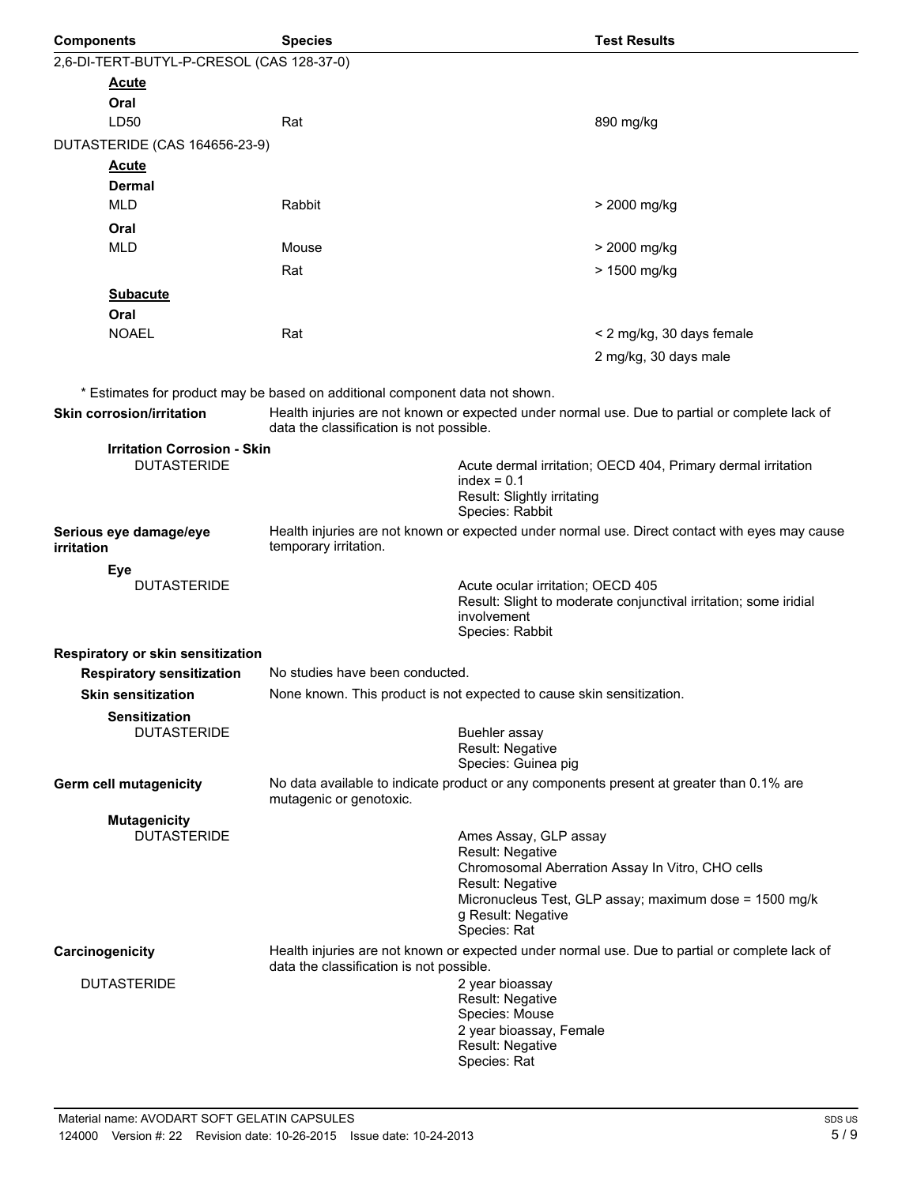| Components | Species | Test Results |
|---|---|---|
| 2,6-DI-TERT-BUTYL-P-CRESOL (CAS 128-37-0) | | |
| **Acute** | | |
| **Oral** | | |
| LD50 | Rat | 890 mg/kg |
| DUTASTERIDE (CAS 164656-23-9) | | |
| **Acute** | | |
| **Dermal** | | |
| MLD | Rabbit | > 2000 mg/kg |
| **Oral** | | |
| MLD | Mouse | > 2000 mg/kg |
| | Rat | > 1500 mg/kg |
| **Subacute** | | |
| **Oral** | | |
| NOAEL | Rat | < 2 mg/kg, 30 days female |
| | | 2 mg/kg, 30 days male |

\* Estimates for product may be based on additional component data not shown.

**Skin corrosion/irritation**
Health injuries are not known or expected under normal use. Due to partial or complete lack of data the classification is not possible.

**Irritation Corrosion - Skin**

DUTASTERIDE
Acute dermal irritation; OECD 404, Primary dermal irritation index = 0.1
Result: Slightly irritating
Species: Rabbit

**Serious eye damage/eye irritation**
Health injuries are not known or expected under normal use. Direct contact with eyes may cause temporary irritation.

**Eye**

DUTASTERIDE
Acute ocular irritation; OECD 405
Result: Slight to moderate conjunctival irritation; some iridial involvement
Species: Rabbit

**Respiratory or skin sensitization**

**Respiratory sensitization**
No studies have been conducted.

**Skin sensitization**
None known. This product is not expected to cause skin sensitization.

**Sensitization**

DUTASTERIDE
Buehler assay
Result: Negative
Species: Guinea pig

**Germ cell mutagenicity**
No data available to indicate product or any components present at greater than 0.1% are mutagenic or genotoxic.

**Mutagenicity**

DUTASTERIDE
Ames Assay, GLP assay
Result: Negative
Chromosomal Aberration Assay In Vitro, CHO cells
Result: Negative
Micronucleus Test, GLP assay; maximum dose = 1500 mg/kg Result: Negative
Species: Rat

**Carcinogenicity**
Health injuries are not known or expected under normal use. Due to partial or complete lack of data the classification is not possible.

DUTASTERIDE
2 year bioassay
Result: Negative
Species: Mouse
2 year bioassay, Female
Result: Negative
Species: Rat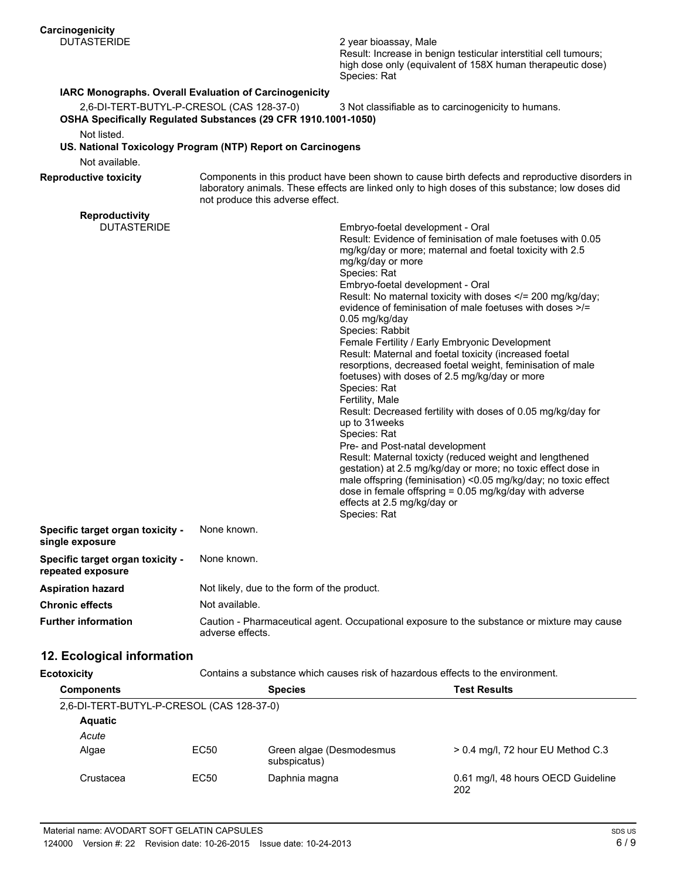**Carcinogenicity**

DUTASTERIDE

2 year bioassay, Male
Result: Increase in benign testicular interstitial cell tumours; high dose only (equivalent of 158X human therapeutic dose)
Species: Rat

**IARC Monographs. Overall Evaluation of Carcinogenicity**

2,6-DI-TERT-BUTYL-P-CRESOL (CAS 128-37-0) — 3 Not classifiable as to carcinogenicity to humans.

**OSHA Specifically Regulated Substances (29 CFR 1910.1001-1050)**

Not listed.

**US. National Toxicology Program (NTP) Report on Carcinogens**

Not available.

**Reproductive toxicity**

Components in this product have been shown to cause birth defects and reproductive disorders in laboratory animals. These effects are linked only to high doses of this substance; low doses did not produce this adverse effect.

**Reproductivity**

DUTASTERIDE

Embryo-foetal development - Oral
Result: Evidence of feminisation of male foetuses with 0.05 mg/kg/day or more; maternal and foetal toxicity with 2.5 mg/kg/day or more
Species: Rat

Embryo-foetal development - Oral
Result: No maternal toxicity with doses </= 200 mg/kg/day; evidence of feminisation of male foetuses with doses >/= 0.05 mg/kg/day
Species: Rabbit

Female Fertility / Early Embryonic Development
Result: Maternal and foetal toxicity (increased foetal resorptions, decreased foetal weight, feminisation of male foetuses) with doses of 2.5 mg/kg/day or more
Species: Rat

Fertility, Male
Result: Decreased fertility with doses of 0.05 mg/kg/day for up to 31weeks
Species: Rat

Pre- and Post-natal development
Result: Maternal toxicty (reduced weight and lengthened gestation) at 2.5 mg/kg/day or more; no toxic effect dose in male offspring (feminisation) <0.05 mg/kg/day; no toxic effect dose in female offspring = 0.05 mg/kg/day with adverse effects at 2.5 mg/kg/day or
Species: Rat

**Specific target organ toxicity - single exposure**

None known.

**Specific target organ toxicity - repeated exposure**

None known.

**Aspiration hazard**

Not likely, due to the form of the product.

**Chronic effects**

Not available.

**Further information**

Caution - Pharmaceutical agent. Occupational exposure to the substance or mixture may cause adverse effects.

## 12. Ecological information

**Ecotoxicity**

Contains a substance which causes risk of hazardous effects to the environment.

| Components | | Species | Test Results |
|---|---|---|---|
| 2,6-DI-TERT-BUTYL-P-CRESOL (CAS 128-37-0) | | | |
| **Aquatic** | | | |
| *Acute* | | | |
| Algae | EC50 | Green algae (Desmodesmus subspicatus) | > 0.4 mg/l, 72 hour EU Method C.3 |
| Crustacea | EC50 | Daphnia magna | 0.61 mg/l, 48 hours OECD Guideline 202 |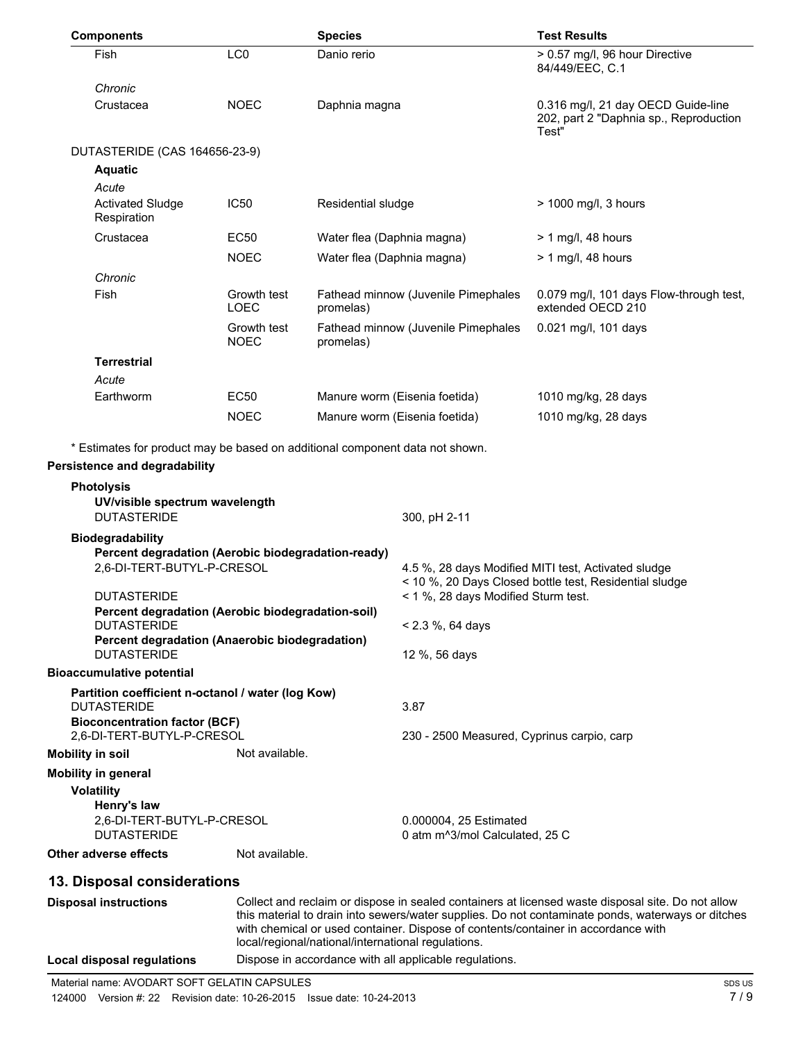| Components | | Species | Test Results |
|---|---|---|---|
| Fish | LC0 | Danio rerio | > 0.57 mg/l, 96 hour Directive 84/449/EEC, C.1 |
| *Chronic* | | | |
| Crustacea | NOEC | Daphnia magna | 0.316 mg/l, 21 day OECD Guide-line 202, part 2 "Daphnia sp., Reproduction Test" |
| DUTASTERIDE (CAS 164656-23-9) | | | |
| **Aquatic** | | | |
| *Acute* | | | |
| Activated Sludge Respiration | IC50 | Residential sludge | > 1000 mg/l, 3 hours |
| Crustacea | EC50 | Water flea (Daphnia magna) | > 1 mg/l, 48 hours |
| | NOEC | Water flea (Daphnia magna) | > 1 mg/l, 48 hours |
| *Chronic* | | | |
| Fish | Growth test LOEC | Fathead minnow (Juvenile Pimephales promelas) | 0.079 mg/l, 101 days Flow-through test, extended OECD 210 |
| | Growth test NOEC | Fathead minnow (Juvenile Pimephales promelas) | 0.021 mg/l, 101 days |
| **Terrestrial** | | | |
| *Acute* | | | |
| Earthworm | EC50 | Manure worm (Eisenia foetida) | 1010 mg/kg, 28 days |
| | NOEC | Manure worm (Eisenia foetida) | 1010 mg/kg, 28 days |

* Estimates for product may be based on additional component data not shown.

**Persistence and degradability**

**Photolysis**

**UV/visible spectrum wavelength**

DUTASTERIDE — 300, pH 2-11

**Biodegradability**

**Percent degradation (Aerobic biodegradation-ready)**

2,6-DI-TERT-BUTYL-P-CRESOL — 4.5 %, 28 days Modified MITI test, Activated sludge; < 10 %, 20 Days Closed bottle test, Residential sludge

DUTASTERIDE — < 1 %, 28 days Modified Sturm test.

**Percent degradation (Aerobic biodegradation-soil)**

DUTASTERIDE — < 2.3 %, 64 days

**Percent degradation (Anaerobic biodegradation)**

DUTASTERIDE — 12 %, 56 days

**Bioaccumulative potential**

**Partition coefficient n-octanol / water (log Kow)**

DUTASTERIDE — 3.87

**Bioconcentration factor (BCF)**

2,6-DI-TERT-BUTYL-P-CRESOL — 230 - 2500 Measured, Cyprinus carpio, carp

**Mobility in soil** — Not available.

**Mobility in general**

**Volatility**

**Henry's law**

2,6-DI-TERT-BUTYL-P-CRESOL — 0.000004, 25 Estimated

DUTASTERIDE — 0 atm m^3/mol Calculated, 25 C

**Other adverse effects** — Not available.

## 13. Disposal considerations

**Disposal instructions** — Collect and reclaim or dispose in sealed containers at licensed waste disposal site. Do not allow this material to drain into sewers/water supplies. Do not contaminate ponds, waterways or ditches with chemical or used container. Dispose of contents/container in accordance with local/regional/national/international regulations.

**Local disposal regulations** — Dispose in accordance with all applicable regulations.

Material name: AVODART SOFT GELATIN CAPSULES

124000 Version #: 22 Revision date: 10-26-2015 Issue date: 10-24-2013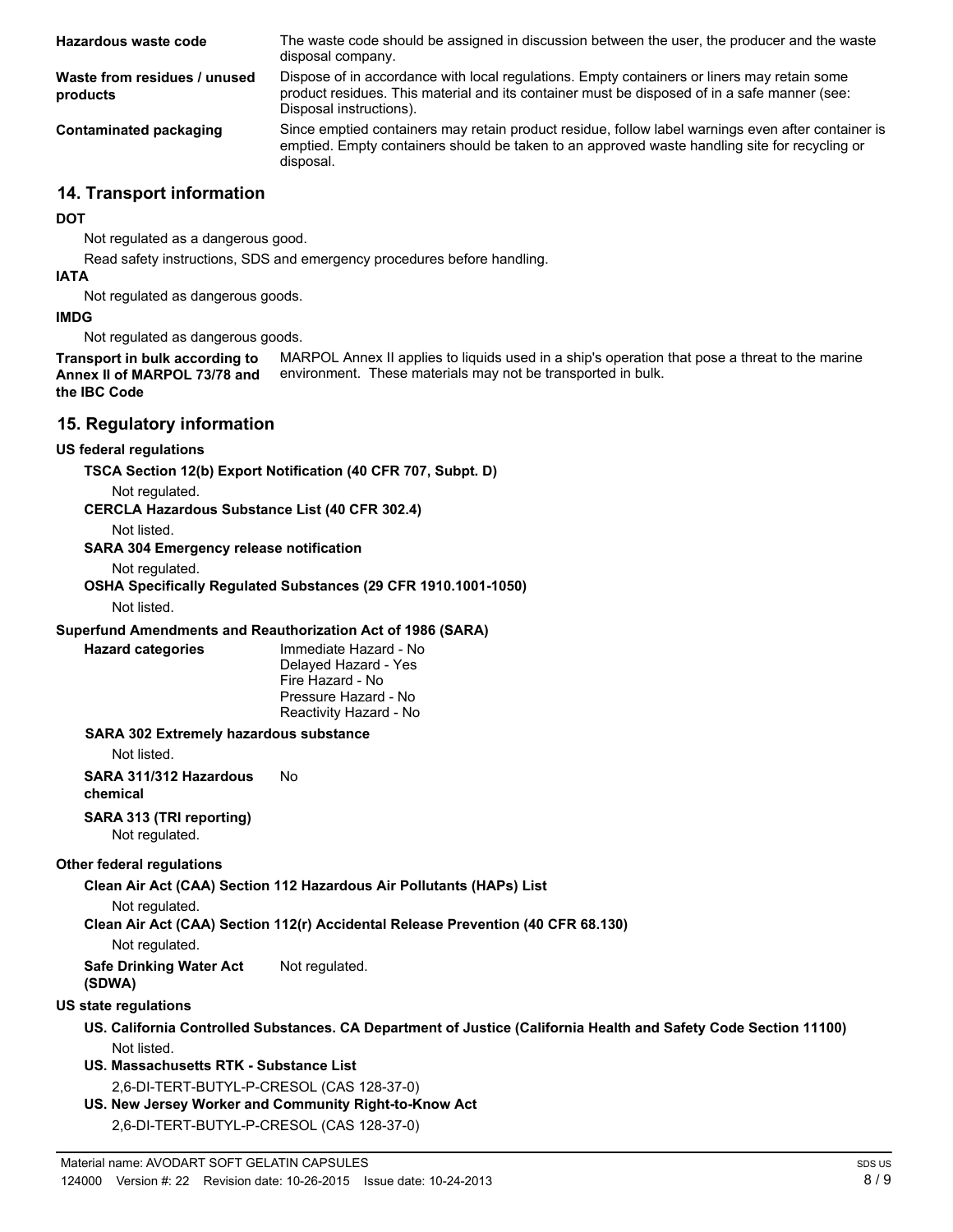**Hazardous waste code** The waste code should be assigned in discussion between the user, the producer and the waste disposal company.

**Waste from residues / unused products** Dispose of in accordance with local regulations. Empty containers or liners may retain some product residues. This material and its container must be disposed of in a safe manner (see: Disposal instructions).

**Contaminated packaging** Since emptied containers may retain product residue, follow label warnings even after container is emptied. Empty containers should be taken to an approved waste handling site for recycling or disposal.

## 14. Transport information

**DOT**

Not regulated as a dangerous good.

Read safety instructions, SDS and emergency procedures before handling.

**IATA**

Not regulated as dangerous goods.

**IMDG**

Not regulated as dangerous goods.

**Transport in bulk according to Annex II of MARPOL 73/78 and the IBC Code** MARPOL Annex II applies to liquids used in a ship's operation that pose a threat to the marine environment. These materials may not be transported in bulk.

## 15. Regulatory information

**US federal regulations**

**TSCA Section 12(b) Export Notification (40 CFR 707, Subpt. D)**

Not regulated.

**CERCLA Hazardous Substance List (40 CFR 302.4)**

Not listed.

**SARA 304 Emergency release notification**

Not regulated.

**OSHA Specifically Regulated Substances (29 CFR 1910.1001-1050)**

Not listed.

**Superfund Amendments and Reauthorization Act of 1986 (SARA)**

**Hazard categories**
Immediate Hazard - No
Delayed Hazard - Yes
Fire Hazard - No
Pressure Hazard - No
Reactivity Hazard - No

**SARA 302 Extremely hazardous substance**

Not listed.

**SARA 311/312 Hazardous chemical** No

**SARA 313 (TRI reporting)**

Not regulated.

**Other federal regulations**

**Clean Air Act (CAA) Section 112 Hazardous Air Pollutants (HAPs) List**

Not regulated.

**Clean Air Act (CAA) Section 112(r) Accidental Release Prevention (40 CFR 68.130)**

Not regulated.

**Safe Drinking Water Act (SDWA)** Not regulated.

**US state regulations**

**US. California Controlled Substances. CA Department of Justice (California Health and Safety Code Section 11100)**

Not listed.

**US. Massachusetts RTK - Substance List**

2,6-DI-TERT-BUTYL-P-CRESOL (CAS 128-37-0)

**US. New Jersey Worker and Community Right-to-Know Act**

2,6-DI-TERT-BUTYL-P-CRESOL (CAS 128-37-0)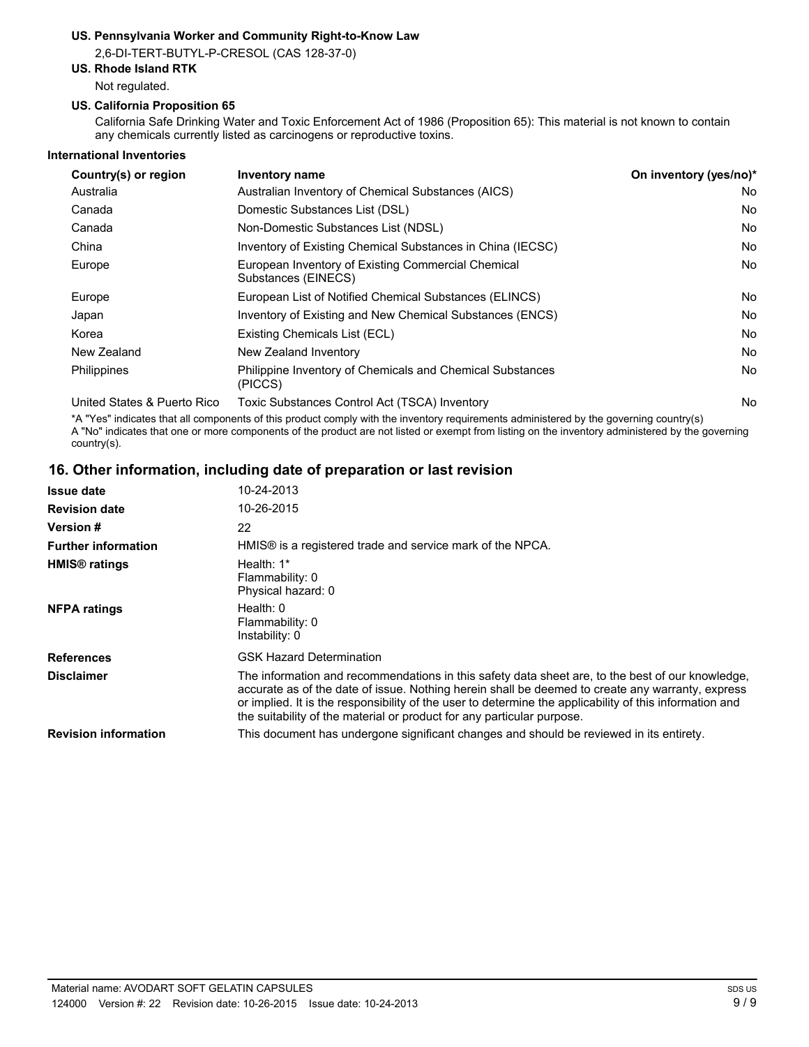**US. Pennsylvania Worker and Community Right-to-Know Law**

2,6-DI-TERT-BUTYL-P-CRESOL (CAS 128-37-0)

**US. Rhode Island RTK**

Not regulated.

**US. California Proposition 65**

California Safe Drinking Water and Toxic Enforcement Act of 1986 (Proposition 65): This material is not known to contain any chemicals currently listed as carcinogens or reproductive toxins.

**International Inventories**

| Country(s) or region | Inventory name | On inventory (yes/no)* |
|---|---|---|
| Australia | Australian Inventory of Chemical Substances (AICS) | No |
| Canada | Domestic Substances List (DSL) | No |
| Canada | Non-Domestic Substances List (NDSL) | No |
| China | Inventory of Existing Chemical Substances in China (IECSC) | No |
| Europe | European Inventory of Existing Commercial Chemical Substances (EINECS) | No |
| Europe | European List of Notified Chemical Substances (ELINCS) | No |
| Japan | Inventory of Existing and New Chemical Substances (ENCS) | No |
| Korea | Existing Chemicals List (ECL) | No |
| New Zealand | New Zealand Inventory | No |
| Philippines | Philippine Inventory of Chemicals and Chemical Substances (PICCS) | No |
| United States & Puerto Rico | Toxic Substances Control Act (TSCA) Inventory | No |

*A "Yes" indicates that all components of this product comply with the inventory requirements administered by the governing country(s)
A "No" indicates that one or more components of the product are not listed or exempt from listing on the inventory administered by the governing country(s).

## 16. Other information, including date of preparation or last revision

| | |
|---|---|
| **Issue date** | 10-24-2013 |
| **Revision date** | 10-26-2015 |
| **Version #** | 22 |
| **Further information** | HMIS® is a registered trade and service mark of the NPCA. |
| **HMIS® ratings** | Health: 1*<br>Flammability: 0<br>Physical hazard: 0 |
| **NFPA ratings** | Health: 0<br>Flammability: 0<br>Instability: 0 |
| **References** | GSK Hazard Determination |
| **Disclaimer** | The information and recommendations in this safety data sheet are, to the best of our knowledge, accurate as of the date of issue. Nothing herein shall be deemed to create any warranty, express or implied. It is the responsibility of the user to determine the applicability of this information and the suitability of the material or product for any particular purpose. |
| **Revision information** | This document has undergone significant changes and should be reviewed in its entirety. |